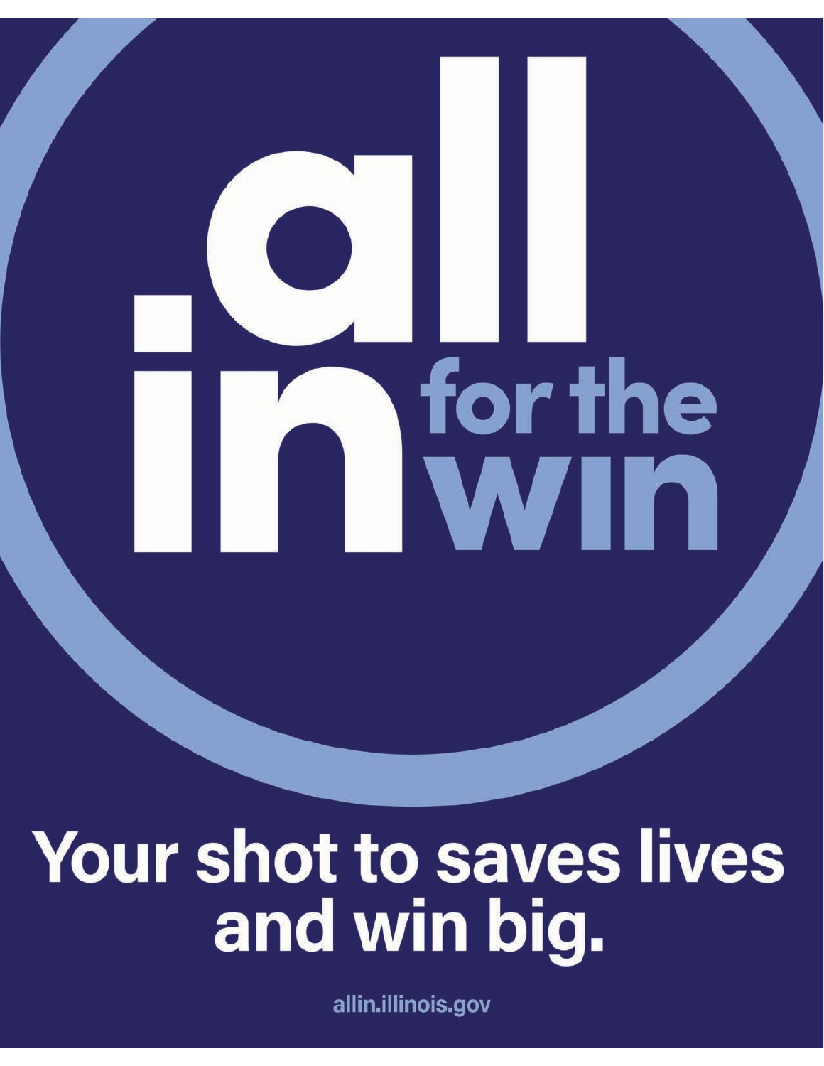# all in for the win

## Your shot to saves lives and win big.

allin.illinois.gov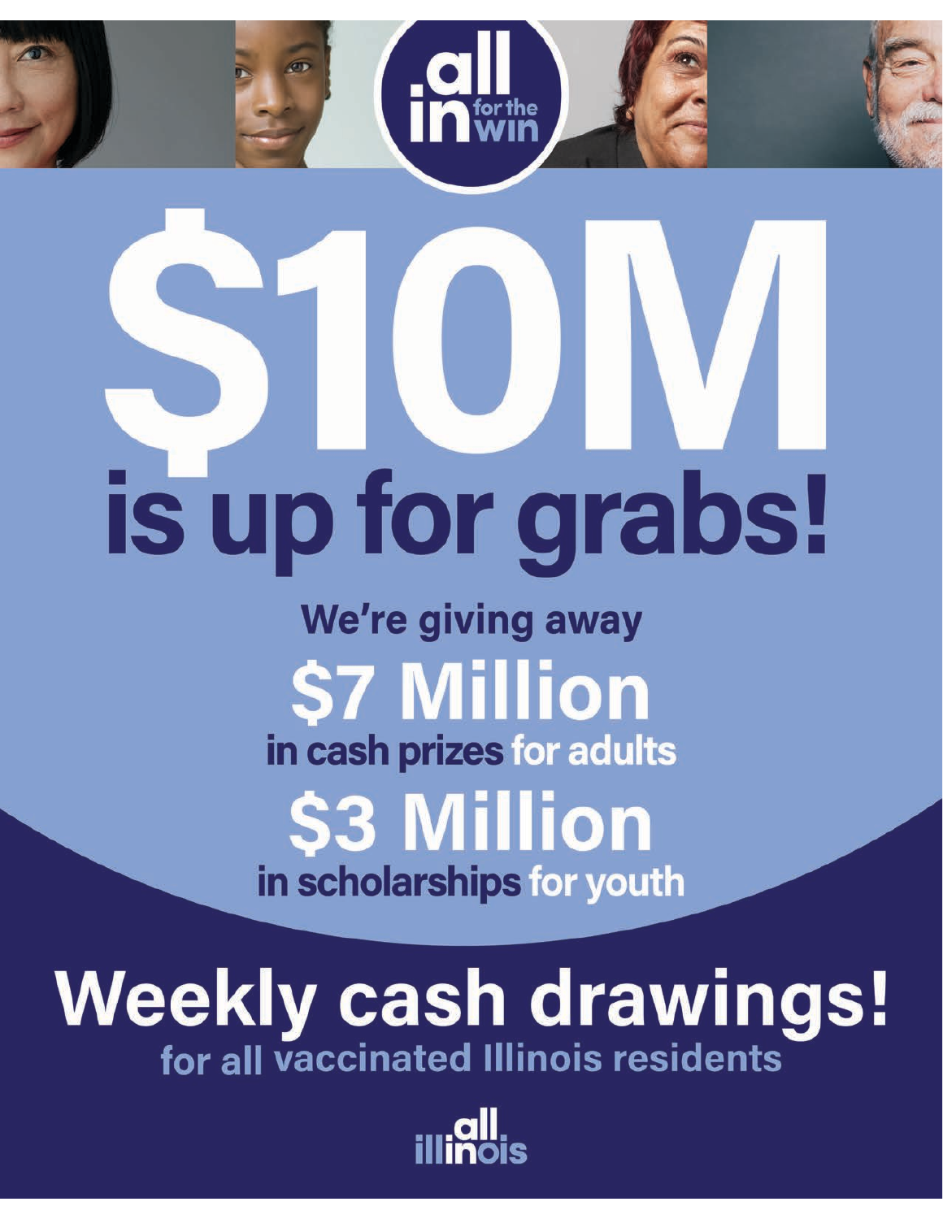all in for the win

# $10M is up for grabs!

We're giving away

## $7 Million

in cash prizes for adults

## $3 Million

in scholarships for youth

# Weekly cash drawings!

for all vaccinated Illinois residents

all illinois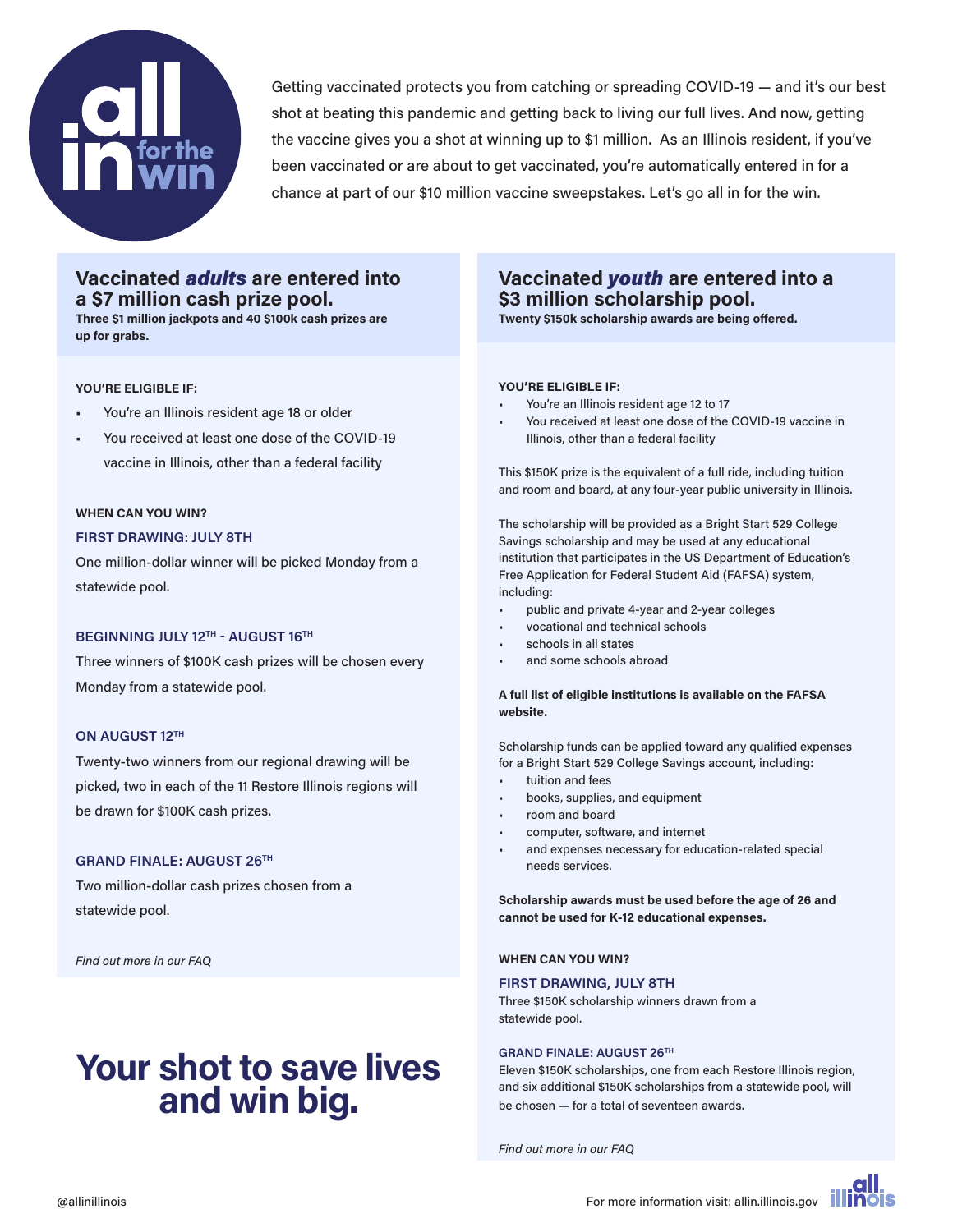# all in for the win

Getting vaccinated protects you from catching or spreading COVID-19 — and it's our best shot at beating this pandemic and getting back to living our full lives. And now, getting the vaccine gives you a shot at winning up to $1 million. As an Illinois resident, if you've been vaccinated or are about to get vaccinated, you're automatically entered in for a chance at part of our $10 million vaccine sweepstakes. Let's go all in for the win.

## Vaccinated *adults* are entered into a $7 million cash prize pool.

**Three $1 million jackpots and 40 $100k cash prizes are up for grabs.**

**YOU'RE ELIGIBLE IF:**

- You're an Illinois resident age 18 or older
- You received at least one dose of the COVID-19 vaccine in Illinois, other than a federal facility

**WHEN CAN YOU WIN?**

**FIRST DRAWING: JULY 8TH**

One million-dollar winner will be picked Monday from a statewide pool.

**BEGINNING JULY 12TH - AUGUST 16TH**

Three winners of $100K cash prizes will be chosen every Monday from a statewide pool.

**ON AUGUST 12TH**

Twenty-two winners from our regional drawing will be picked, two in each of the 11 Restore Illinois regions will be drawn for $100K cash prizes.

**GRAND FINALE: AUGUST 26TH**

Two million-dollar cash prizes chosen from a statewide pool.

*Find out more in our FAQ*

## Vaccinated *youth* are entered into a $3 million scholarship pool.

**Twenty $150k scholarship awards are being offered.**

**YOU'RE ELIGIBLE IF:**

- You're an Illinois resident age 12 to 17
- You received at least one dose of the COVID-19 vaccine in Illinois, other than a federal facility

This $150K prize is the equivalent of a full ride, including tuition and room and board, at any four-year public university in Illinois.

The scholarship will be provided as a Bright Start 529 College Savings scholarship and may be used at any educational institution that participates in the US Department of Education's Free Application for Federal Student Aid (FAFSA) system, including:

- public and private 4-year and 2-year colleges
- vocational and technical schools
- schools in all states
- and some schools abroad

**A full list of eligible institutions is available on the FAFSA website.**

Scholarship funds can be applied toward any qualified expenses for a Bright Start 529 College Savings account, including:

- tuition and fees
- books, supplies, and equipment
- room and board
- computer, software, and internet
- and expenses necessary for education-related special needs services.

**Scholarship awards must be used before the age of 26 and cannot be used for K-12 educational expenses.**

**WHEN CAN YOU WIN?**

**FIRST DRAWING, JULY 8TH**

Three $150K scholarship winners drawn from a statewide pool.

**GRAND FINALE: AUGUST 26TH**

Eleven $150K scholarships, one from each Restore Illinois region, and six additional $150K scholarships from a statewide pool, will be chosen — for a total of seventeen awards.

*Find out more in our FAQ*

# Your shot to save lives and win big.

@allinillinois

For more information visit: allin.illinois.gov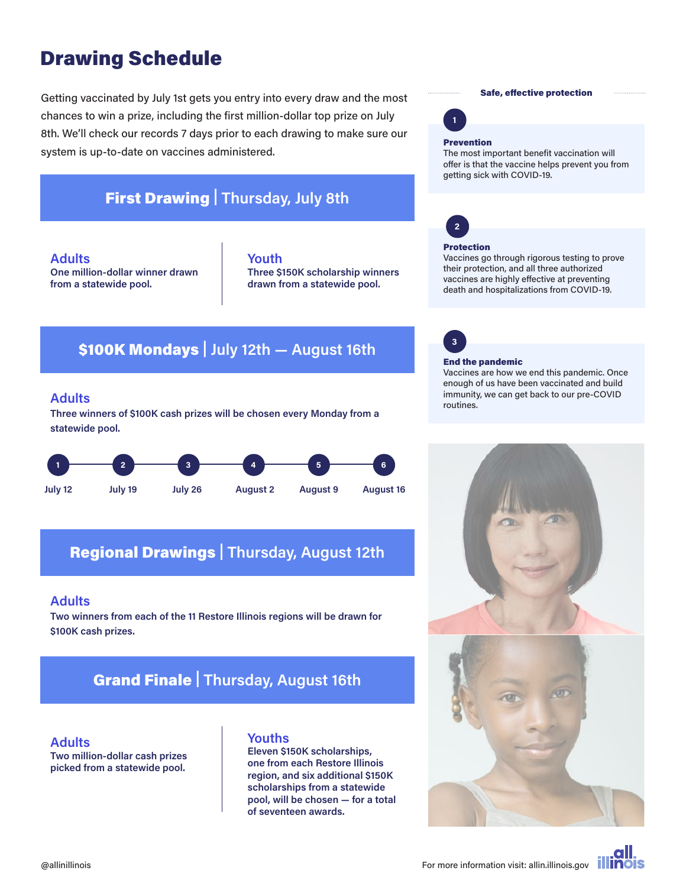# Drawing Schedule

Getting vaccinated by July 1st gets you entry into every draw and the most chances to win a prize, including the first million-dollar top prize on July 8th. We'll check our records 7 days prior to each drawing to make sure our system is up-to-date on vaccines administered.

## First Drawing | Thursday, July 8th

### Adults

**One million-dollar winner drawn from a statewide pool.**

### Youth

**Three $150K scholarship winners drawn from a statewide pool.**

## $100K Mondays | July 12th — August 16th

### Adults

**Three winners of $100K cash prizes will be chosen every Monday from a statewide pool.**

1. July 12
2. July 19
3. July 26
4. August 2
5. August 9
6. August 16

## Regional Drawings | Thursday, August 12th

### Adults

**Two winners from each of the 11 Restore Illinois regions will be drawn for $100K cash prizes.**

## Grand Finale | Thursday, August 16th

### Adults

**Two million-dollar cash prizes picked from a statewide pool.**

### Youths

**Eleven $150K scholarships, one from each Restore Illinois region, and six additional $150K scholarships from a statewide pool, will be chosen — for a total of seventeen awards.**

---

**Safe, effective protection**

1. **Prevention**
   The most important benefit vaccination will offer is that the vaccine helps prevent you from getting sick with COVID-19.

2. **Protection**
   Vaccines go through rigorous testing to prove their protection, and all three authorized vaccines are highly effective at preventing death and hospitalizations from COVID-19.

3. **End the pandemic**
   Vaccines are how we end this pandemic. Once enough of us have been vaccinated and build immunity, we can get back to our pre-COVID routines.

@allinillinois

For more information visit: allin.illinois.gov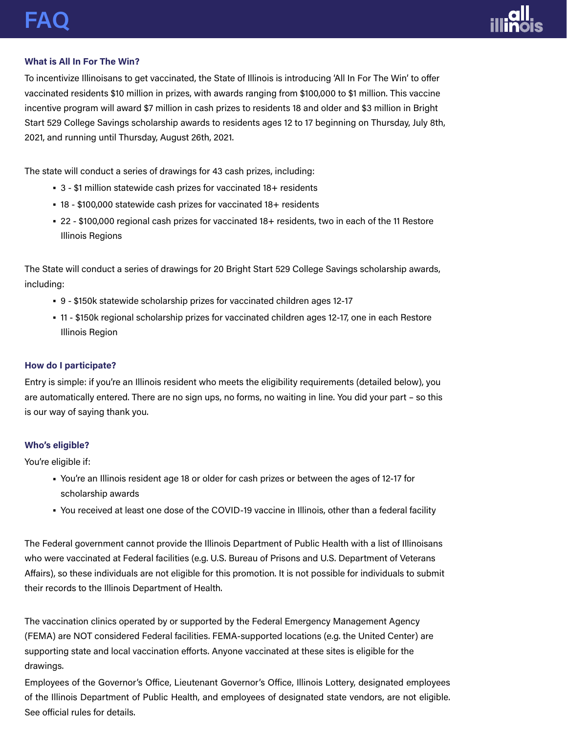# FAQ

### What is All In For The Win?

To incentivize Illinoisans to get vaccinated, the State of Illinois is introducing 'All In For The Win' to offer vaccinated residents $10 million in prizes, with awards ranging from $100,000 to $1 million. This vaccine incentive program will award $7 million in cash prizes to residents 18 and older and $3 million in Bright Start 529 College Savings scholarship awards to residents ages 12 to 17 beginning on Thursday, July 8th, 2021, and running until Thursday, August 26th, 2021.

The state will conduct a series of drawings for 43 cash prizes, including:

- 3 - $1 million statewide cash prizes for vaccinated 18+ residents
- 18 - $100,000 statewide cash prizes for vaccinated 18+ residents
- 22 - $100,000 regional cash prizes for vaccinated 18+ residents, two in each of the 11 Restore Illinois Regions

The State will conduct a series of drawings for 20 Bright Start 529 College Savings scholarship awards, including:

- 9 - $150k statewide scholarship prizes for vaccinated children ages 12-17
- 11 - $150k regional scholarship prizes for vaccinated children ages 12-17, one in each Restore Illinois Region

### How do I participate?

Entry is simple: if you're an Illinois resident who meets the eligibility requirements (detailed below), you are automatically entered. There are no sign ups, no forms, no waiting in line. You did your part – so this is our way of saying thank you.

### Who's eligible?

You're eligible if:

- You're an Illinois resident age 18 or older for cash prizes or between the ages of 12-17 for scholarship awards
- You received at least one dose of the COVID-19 vaccine in Illinois, other than a federal facility

The Federal government cannot provide the Illinois Department of Public Health with a list of Illinoisans who were vaccinated at Federal facilities (e.g. U.S. Bureau of Prisons and U.S. Department of Veterans Affairs), so these individuals are not eligible for this promotion. It is not possible for individuals to submit their records to the Illinois Department of Health.

The vaccination clinics operated by or supported by the Federal Emergency Management Agency (FEMA) are NOT considered Federal facilities. FEMA-supported locations (e.g. the United Center) are supporting state and local vaccination efforts. Anyone vaccinated at these sites is eligible for the drawings.

Employees of the Governor's Office, Lieutenant Governor's Office, Illinois Lottery, designated employees of the Illinois Department of Public Health, and employees of designated state vendors, are not eligible. See official rules for details.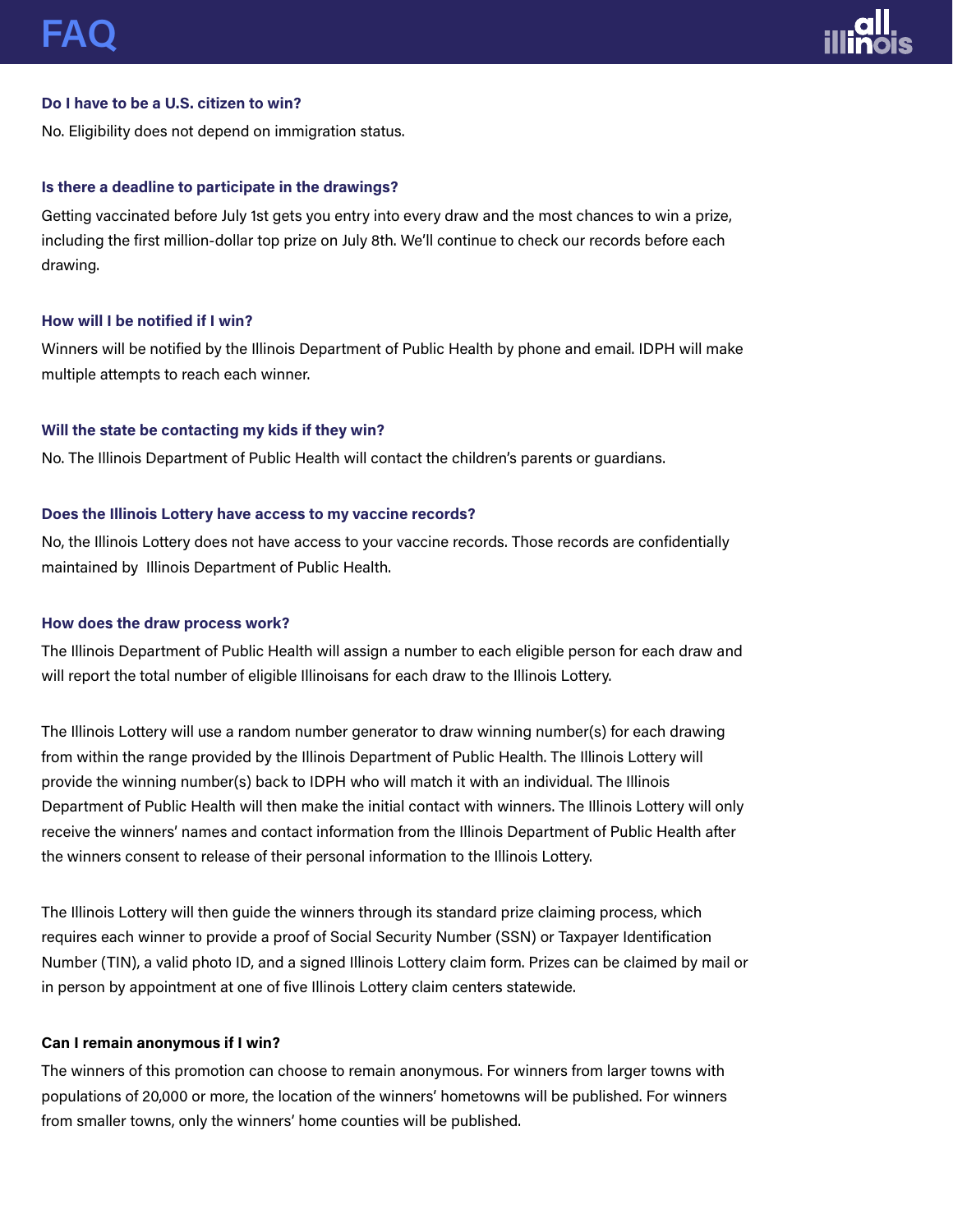# FAQ

### Do I have to be a U.S. citizen to win?

No. Eligibility does not depend on immigration status.

### Is there a deadline to participate in the drawings?

Getting vaccinated before July 1st gets you entry into every draw and the most chances to win a prize, including the first million-dollar top prize on July 8th. We'll continue to check our records before each drawing.

### How will I be notified if I win?

Winners will be notified by the Illinois Department of Public Health by phone and email. IDPH will make multiple attempts to reach each winner.

### Will the state be contacting my kids if they win?

No. The Illinois Department of Public Health will contact the children's parents or guardians.

### Does the Illinois Lottery have access to my vaccine records?

No, the Illinois Lottery does not have access to your vaccine records. Those records are confidentially maintained by Illinois Department of Public Health.

### How does the draw process work?

The Illinois Department of Public Health will assign a number to each eligible person for each draw and will report the total number of eligible Illinoisans for each draw to the Illinois Lottery.

The Illinois Lottery will use a random number generator to draw winning number(s) for each drawing from within the range provided by the Illinois Department of Public Health. The Illinois Lottery will provide the winning number(s) back to IDPH who will match it with an individual. The Illinois Department of Public Health will then make the initial contact with winners. The Illinois Lottery will only receive the winners' names and contact information from the Illinois Department of Public Health after the winners consent to release of their personal information to the Illinois Lottery.

The Illinois Lottery will then guide the winners through its standard prize claiming process, which requires each winner to provide a proof of Social Security Number (SSN) or Taxpayer Identification Number (TIN), a valid photo ID, and a signed Illinois Lottery claim form. Prizes can be claimed by mail or in person by appointment at one of five Illinois Lottery claim centers statewide.

### Can I remain anonymous if I win?

The winners of this promotion can choose to remain anonymous. For winners from larger towns with populations of 20,000 or more, the location of the winners' hometowns will be published. For winners from smaller towns, only the winners' home counties will be published.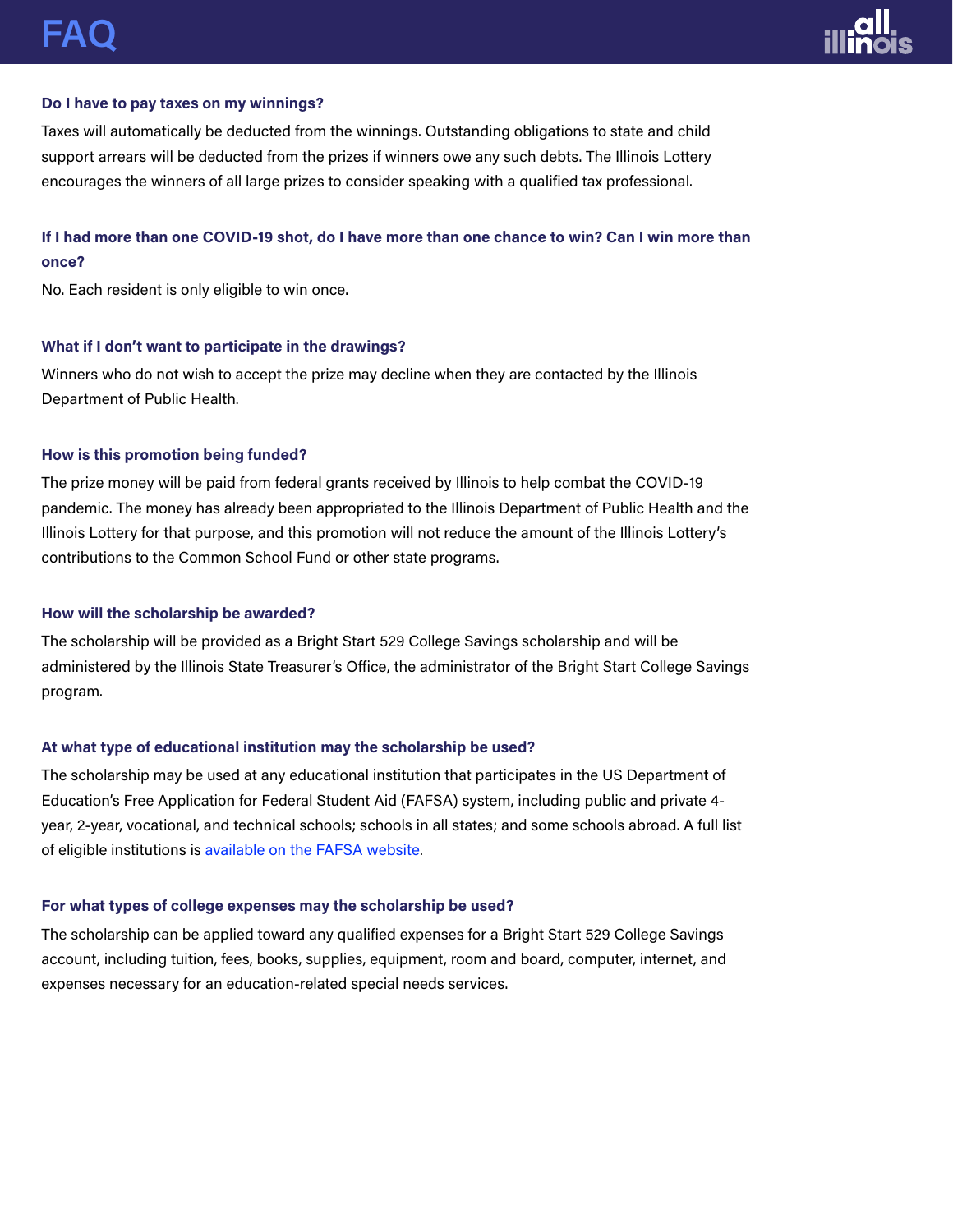# FAQ

**Do I have to pay taxes on my winnings?**

Taxes will automatically be deducted from the winnings. Outstanding obligations to state and child support arrears will be deducted from the prizes if winners owe any such debts. The Illinois Lottery encourages the winners of all large prizes to consider speaking with a qualified tax professional.

**If I had more than one COVID-19 shot, do I have more than one chance to win? Can I win more than once?**

No. Each resident is only eligible to win once.

**What if I don't want to participate in the drawings?**

Winners who do not wish to accept the prize may decline when they are contacted by the Illinois Department of Public Health.

**How is this promotion being funded?**

The prize money will be paid from federal grants received by Illinois to help combat the COVID-19 pandemic. The money has already been appropriated to the Illinois Department of Public Health and the Illinois Lottery for that purpose, and this promotion will not reduce the amount of the Illinois Lottery's contributions to the Common School Fund or other state programs.

**How will the scholarship be awarded?**

The scholarship will be provided as a Bright Start 529 College Savings scholarship and will be administered by the Illinois State Treasurer's Office, the administrator of the Bright Start College Savings program.

**At what type of educational institution may the scholarship be used?**

The scholarship may be used at any educational institution that participates in the US Department of Education's Free Application for Federal Student Aid (FAFSA) system, including public and private 4-year, 2-year, vocational, and technical schools; schools in all states; and some schools abroad. A full list of eligible institutions is available on the FAFSA website.

**For what types of college expenses may the scholarship be used?**

The scholarship can be applied toward any qualified expenses for a Bright Start 529 College Savings account, including tuition, fees, books, supplies, equipment, room and board, computer, internet, and expenses necessary for an education-related special needs services.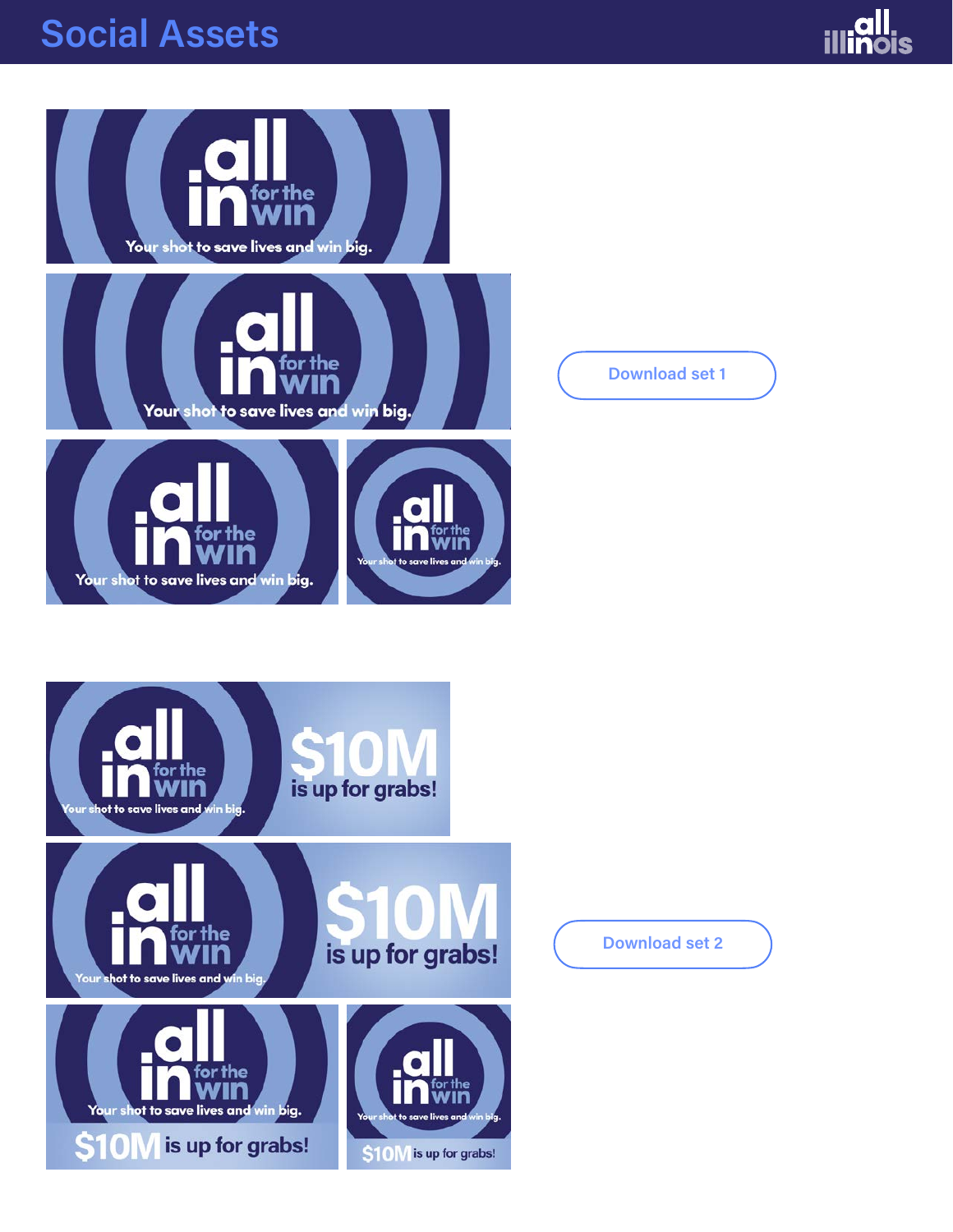# Social Assets

Download set 1

Download set 2